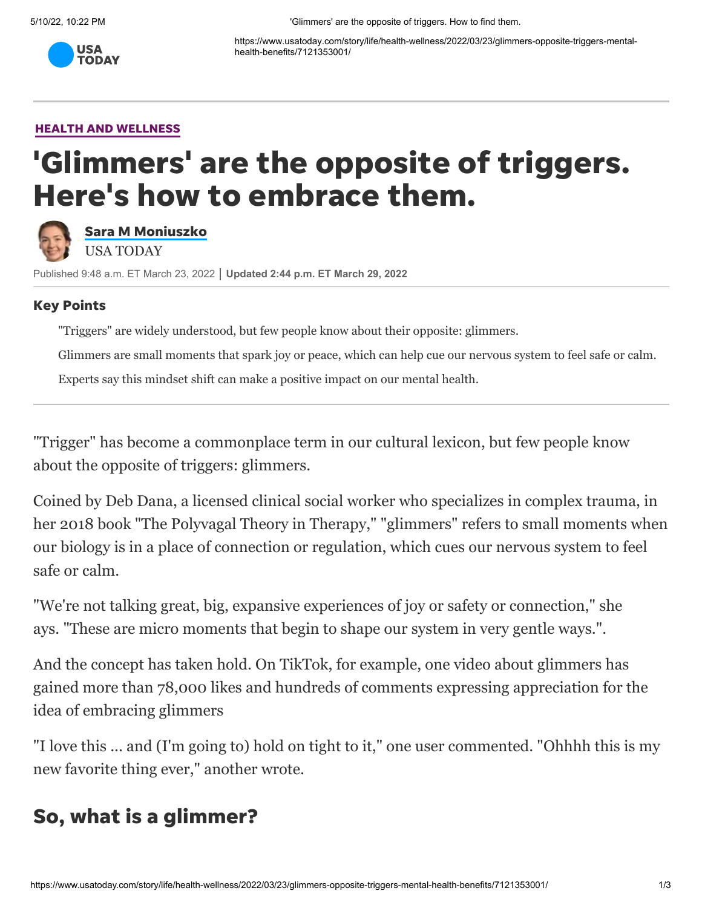HEALTH AND WELLNESS

# 'Glimmers' are the opposite of triggers. Here's how to embrace them.

Sara M Moniuszko
USA TODAY

Published 9:48 a.m. ET March 23, 2022 | **Updated 2:44 p.m. ET March 29, 2022**

### Key Points

"Triggers" are widely understood, but few people know about their opposite: glimmers.

Glimmers are small moments that spark joy or peace, which can help cue our nervous system to feel safe or calm.

Experts say this mindset shift can make a positive impact on our mental health.

"Trigger" has become a commonplace term in our cultural lexicon, but few people know about the opposite of triggers: glimmers.

Coined by Deb Dana, a licensed clinical social worker who specializes in complex trauma, in her 2018 book "The Polyvagal Theory in Therapy," "glimmers" refers to small moments when our biology is in a place of connection or regulation, which cues our nervous system to feel safe or calm.

"We're not talking great, big, expansive experiences of joy or safety or connection," she ays. "These are micro moments that begin to shape our system in very gentle ways.".

And the concept has taken hold. On TikTok, for example, one video about glimmers has gained more than 78,000 likes and hundreds of comments expressing appreciation for the idea of embracing glimmers

"I love this ... and (I'm going to) hold on tight to it," one user commented. "Ohhhh this is my new favorite thing ever," another wrote.

## So, what is a glimmer?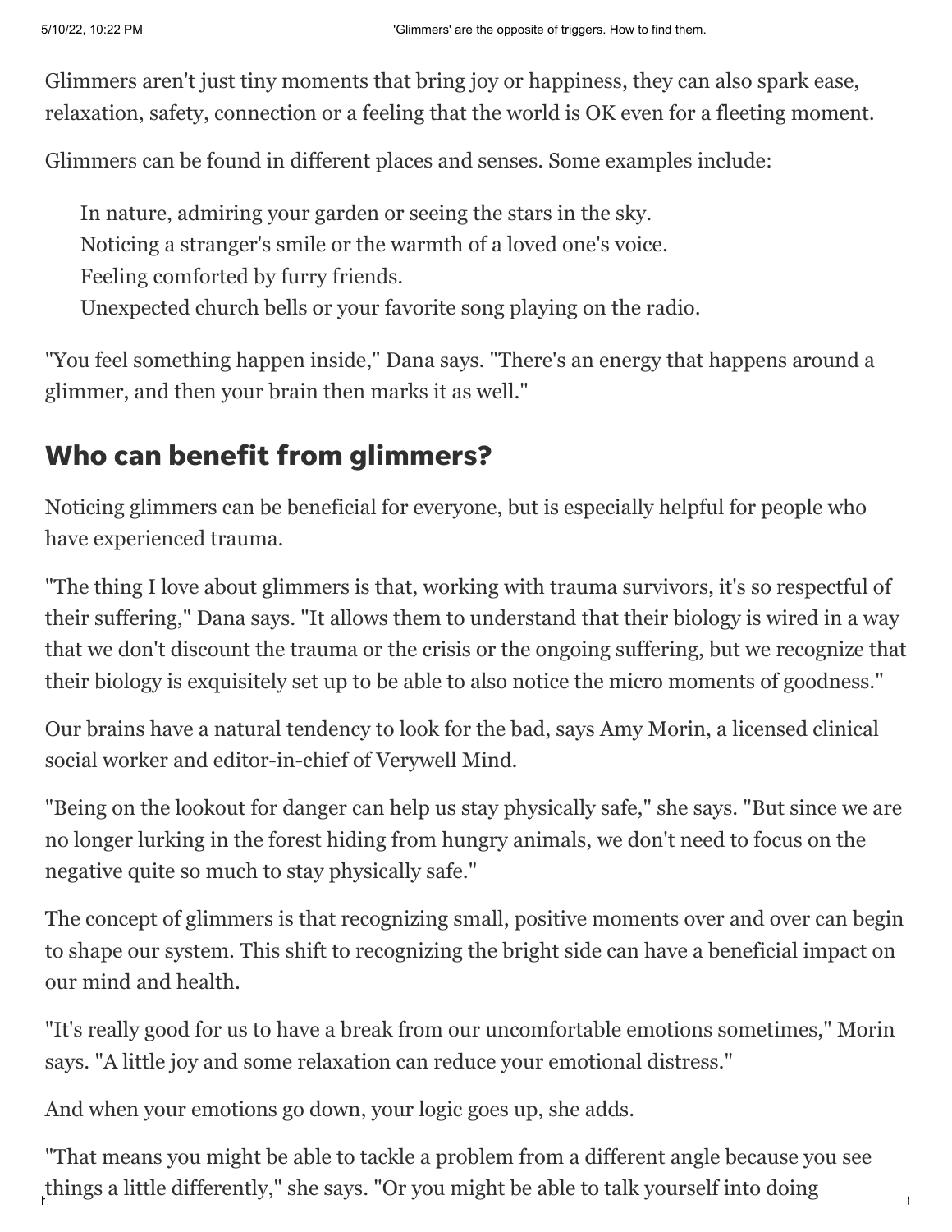Glimmers aren't just tiny moments that bring joy or happiness, they can also spark ease, relaxation, safety, connection or a feeling that the world is OK even for a fleeting moment.

Glimmers can be found in different places and senses. Some examples include:

- In nature, admiring your garden or seeing the stars in the sky.
- Noticing a stranger's smile or the warmth of a loved one's voice.
- Feeling comforted by furry friends.
- Unexpected church bells or your favorite song playing on the radio.

"You feel something happen inside," Dana says. "There's an energy that happens around a glimmer, and then your brain then marks it as well."

## Who can benefit from glimmers?

Noticing glimmers can be beneficial for everyone, but is especially helpful for people who have experienced trauma.

"The thing I love about glimmers is that, working with trauma survivors, it's so respectful of their suffering," Dana says. "It allows them to understand that their biology is wired in a way that we don't discount the trauma or the crisis or the ongoing suffering, but we recognize that their biology is exquisitely set up to be able to also notice the micro moments of goodness."

Our brains have a natural tendency to look for the bad, says Amy Morin, a licensed clinical social worker and editor-in-chief of Verywell Mind.

"Being on the lookout for danger can help us stay physically safe," she says. "But since we are no longer lurking in the forest hiding from hungry animals, we don't need to focus on the negative quite so much to stay physically safe."

The concept of glimmers is that recognizing small, positive moments over and over can begin to shape our system. This shift to recognizing the bright side can have a beneficial impact on our mind and health.

"It's really good for us to have a break from our uncomfortable emotions sometimes," Morin says. "A little joy and some relaxation can reduce your emotional distress."

And when your emotions go down, your logic goes up, she adds.

"That means you might be able to tackle a problem from a different angle because you see things a little differently," she says. "Or you might be able to talk yourself into doing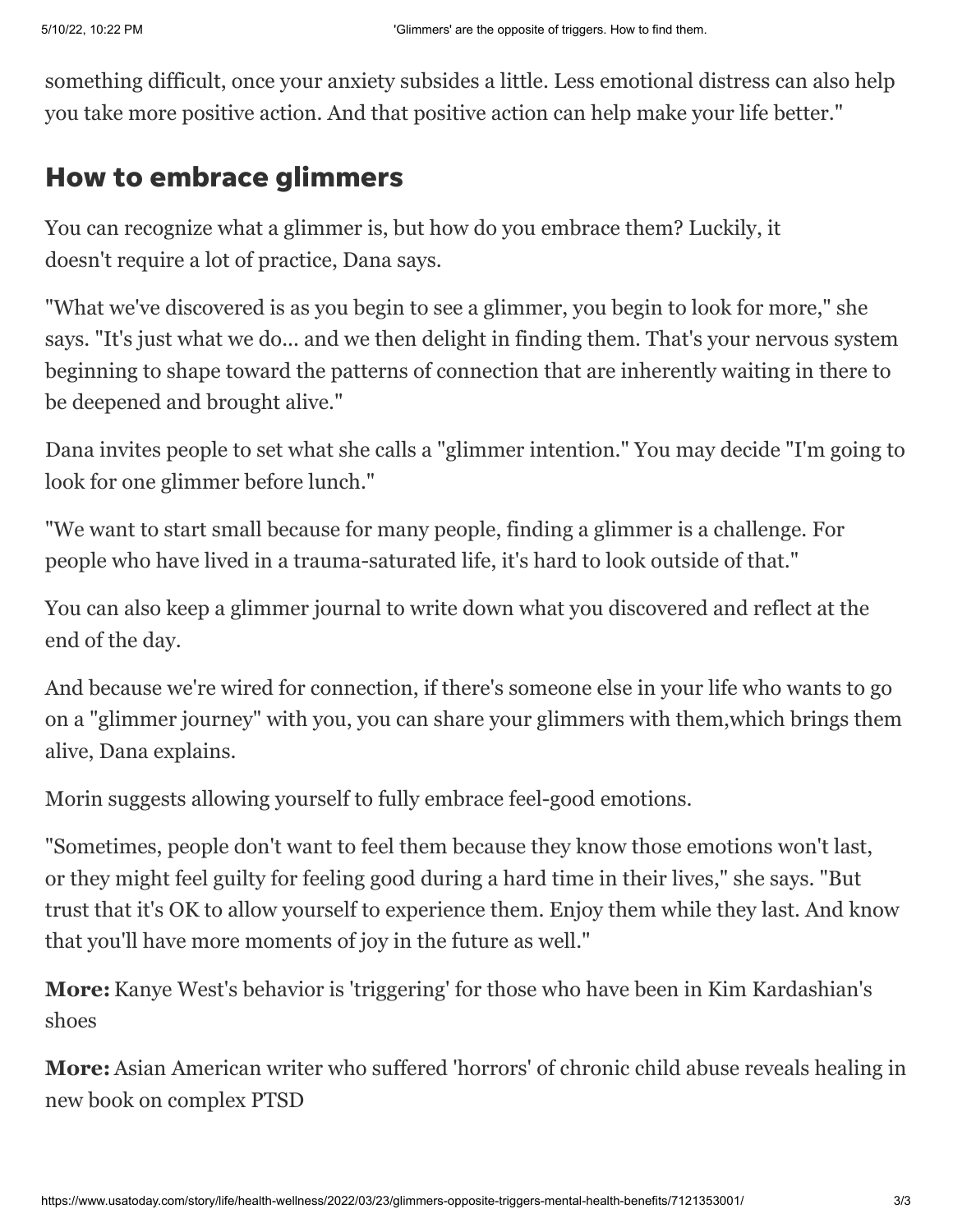something difficult, once your anxiety subsides a little. Less emotional distress can also help you take more positive action. And that positive action can help make your life better."

## How to embrace glimmers

You can recognize what a glimmer is, but how do you embrace them? Luckily, it doesn't require a lot of practice, Dana says.

"What we've discovered is as you begin to see a glimmer, you begin to look for more," she says. "It's just what we do... and we then delight in finding them. That's your nervous system beginning to shape toward the patterns of connection that are inherently waiting in there to be deepened and brought alive."

Dana invites people to set what she calls a "glimmer intention." You may decide "I'm going to look for one glimmer before lunch."

"We want to start small because for many people, finding a glimmer is a challenge. For people who have lived in a trauma-saturated life, it's hard to look outside of that."

You can also keep a glimmer journal to write down what you discovered and reflect at the end of the day.

And because we're wired for connection, if there's someone else in your life who wants to go on a "glimmer journey" with you, you can share your glimmers with them,which brings them alive, Dana explains.

Morin suggests allowing yourself to fully embrace feel-good emotions.

"Sometimes, people don't want to feel them because they know those emotions won't last, or they might feel guilty for feeling good during a hard time in their lives," she says. "But trust that it's OK to allow yourself to experience them. Enjoy them while they last. And know that you'll have more moments of joy in the future as well."

**More:** Kanye West's behavior is 'triggering' for those who have been in Kim Kardashian's shoes

**More:** Asian American writer who suffered 'horrors' of chronic child abuse reveals healing in new book on complex PTSD